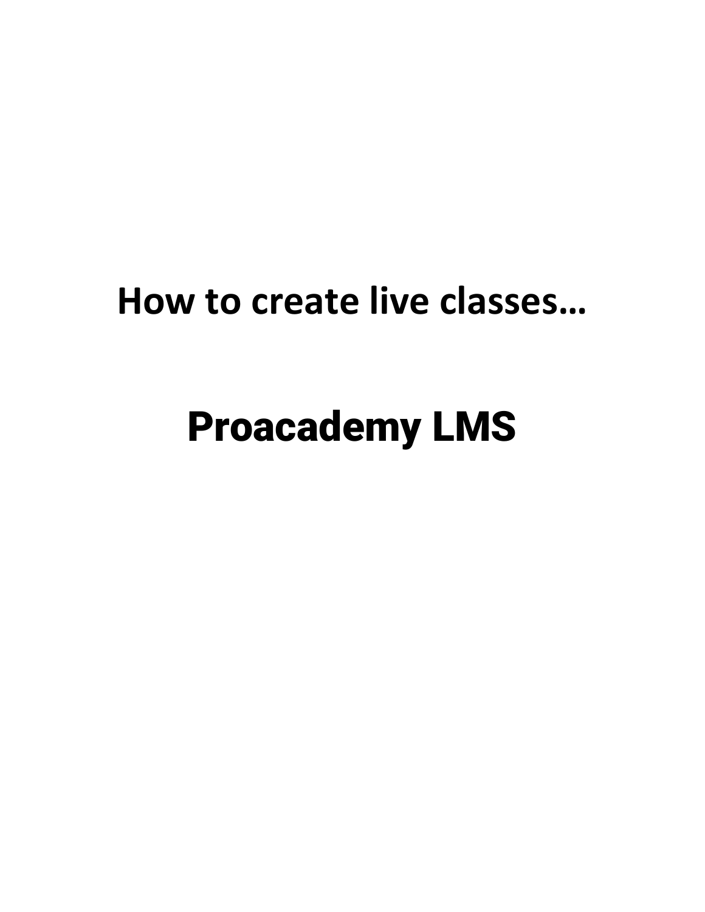# How to create live classes…

# Proacademy LMS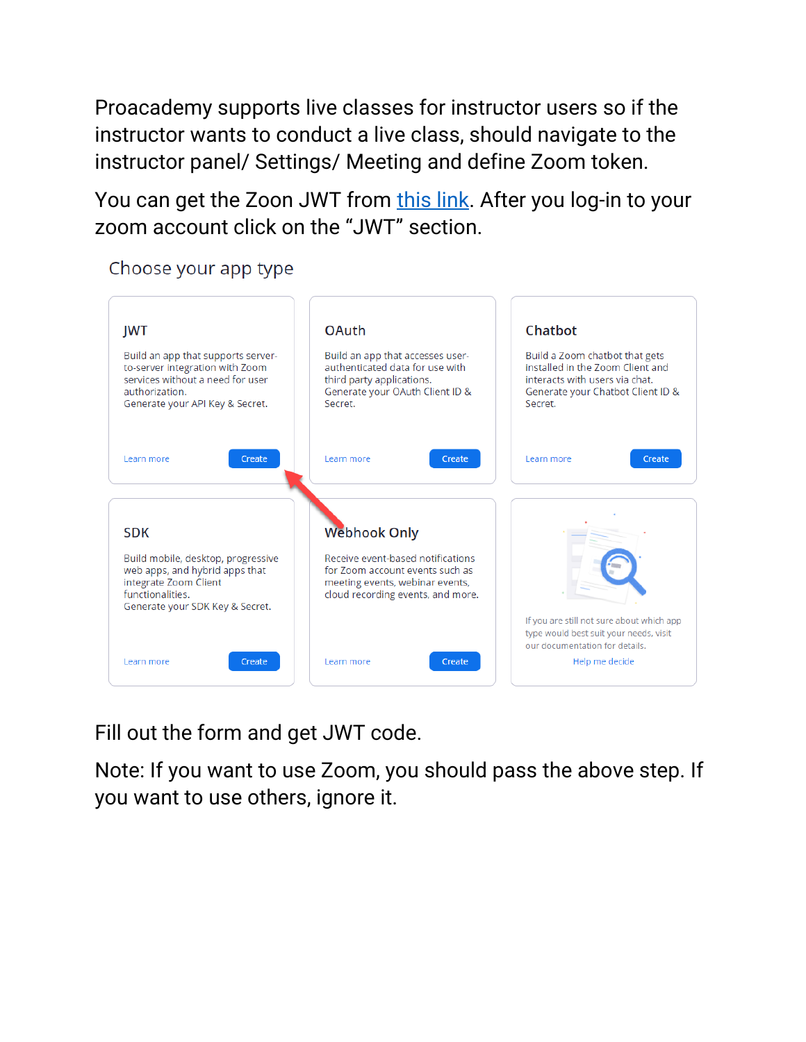Proacademy supports live classes for instructor users so if the instructor wants to conduct a live class, should navigate to the instructor panel/ Settings/ Meeting and define Zoom token.

You can get the Zoon JWT from this link. After you log-in to your zoom account click on the "JWT" section.

Choose your app type

**JWT**

Build an app that supports server-to-server integration with Zoom services without a need for user authorization.
Generate your API Key & Secret.

Learn more | Create

**OAuth**

Build an app that accesses user-authenticated data for use with third party applications.
Generate your OAuth Client ID & Secret.

Learn more | Create

**Chatbot**

Build a Zoom chatbot that gets installed in the Zoom Client and interacts with users via chat.
Generate your Chatbot Client ID & Secret.

Learn more | Create

**SDK**

Build mobile, desktop, progressive web apps, and hybrid apps that integrate Zoom Client functionalities.
Generate your SDK Key & Secret.

Learn more | Create

**Webhook Only**

Receive event-based notifications for Zoom account events such as meeting events, webinar events, cloud recording events, and more.

Learn more | Create

If you are still not sure about which app type would best suit your needs, visit our documentation for details.

Help me decide

Fill out the form and get JWT code.

Note: If you want to use Zoom, you should pass the above step. If you want to use others, ignore it.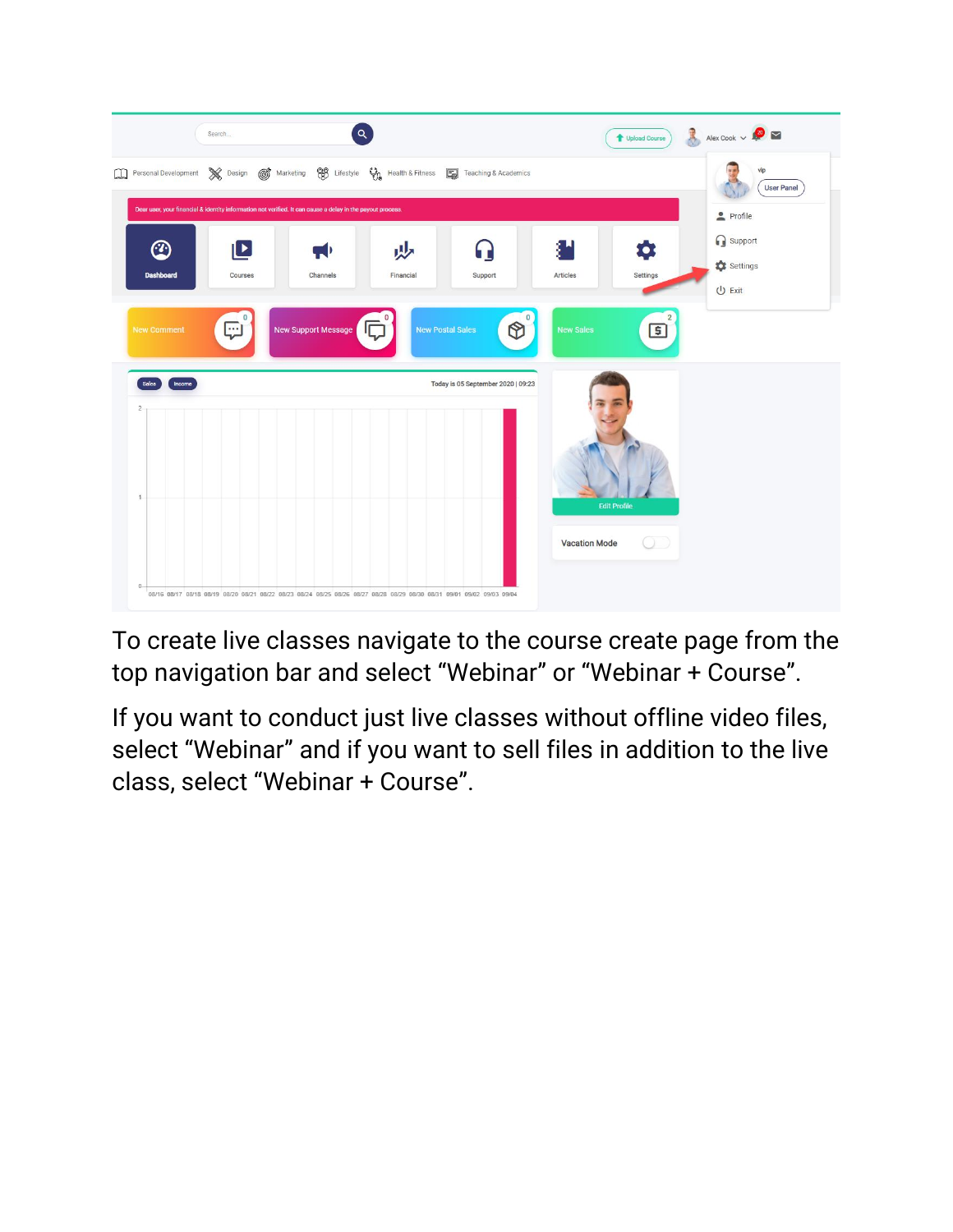To create live classes navigate to the course create page from the top navigation bar and select “Webinar” or “Webinar + Course”.

If you want to conduct just live classes without offline video files, select “Webinar” and if you want to sell files in addition to the live class, select “Webinar + Course”.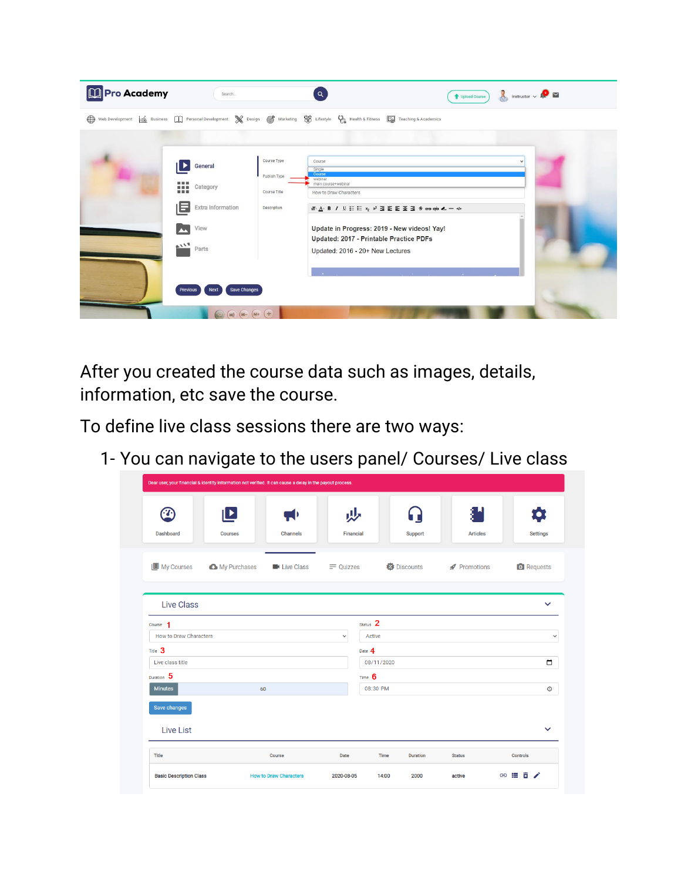After you created the course data such as images, details, information, etc save the course.

To define live class sessions there are two ways:

1- You can navigate to the users panel/ Courses/ Live class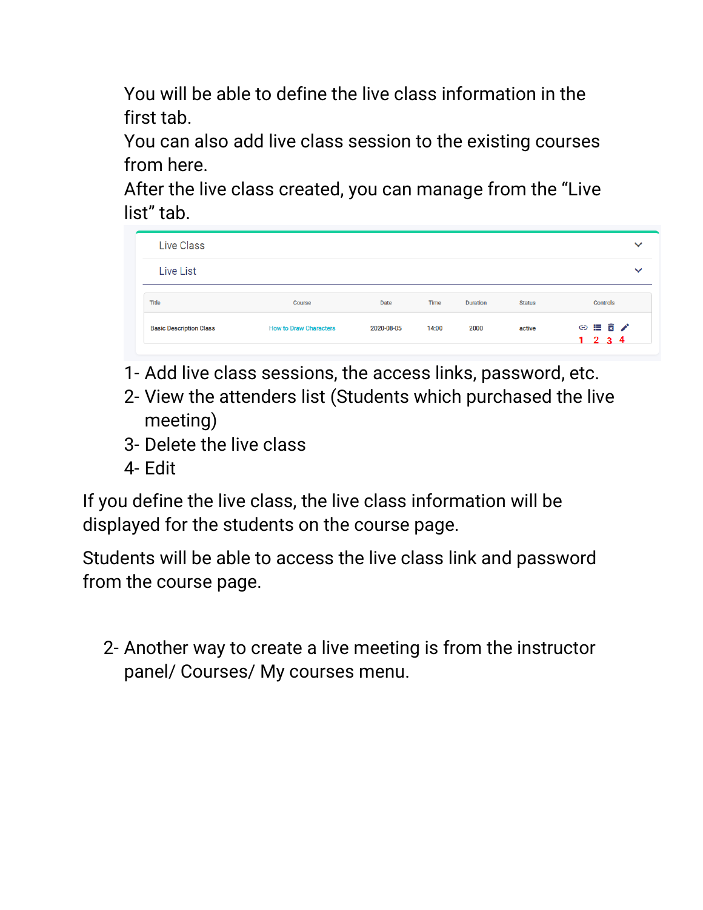You will be able to define the live class information in the first tab.
You can also add live class session to the existing courses from here.
After the live class created, you can manage from the "Live list" tab.

Live Class

Live List

| Title | Course | Date | Time | Duration | Status | Controls |
|---|---|---|---|---|---|---|
| Basic Description Class | How to Draw Characters | 2020-08-05 | 14:00 | 2000 | active | 1 2 3 4 |

1- Add live class sessions, the access links, password, etc.
2- View the attenders list (Students which purchased the live meeting)
3- Delete the live class
4- Edit

If you define the live class, the live class information will be displayed for the students on the course page.

Students will be able to access the live class link and password from the course page.

2- Another way to create a live meeting is from the instructor panel/ Courses/ My courses menu.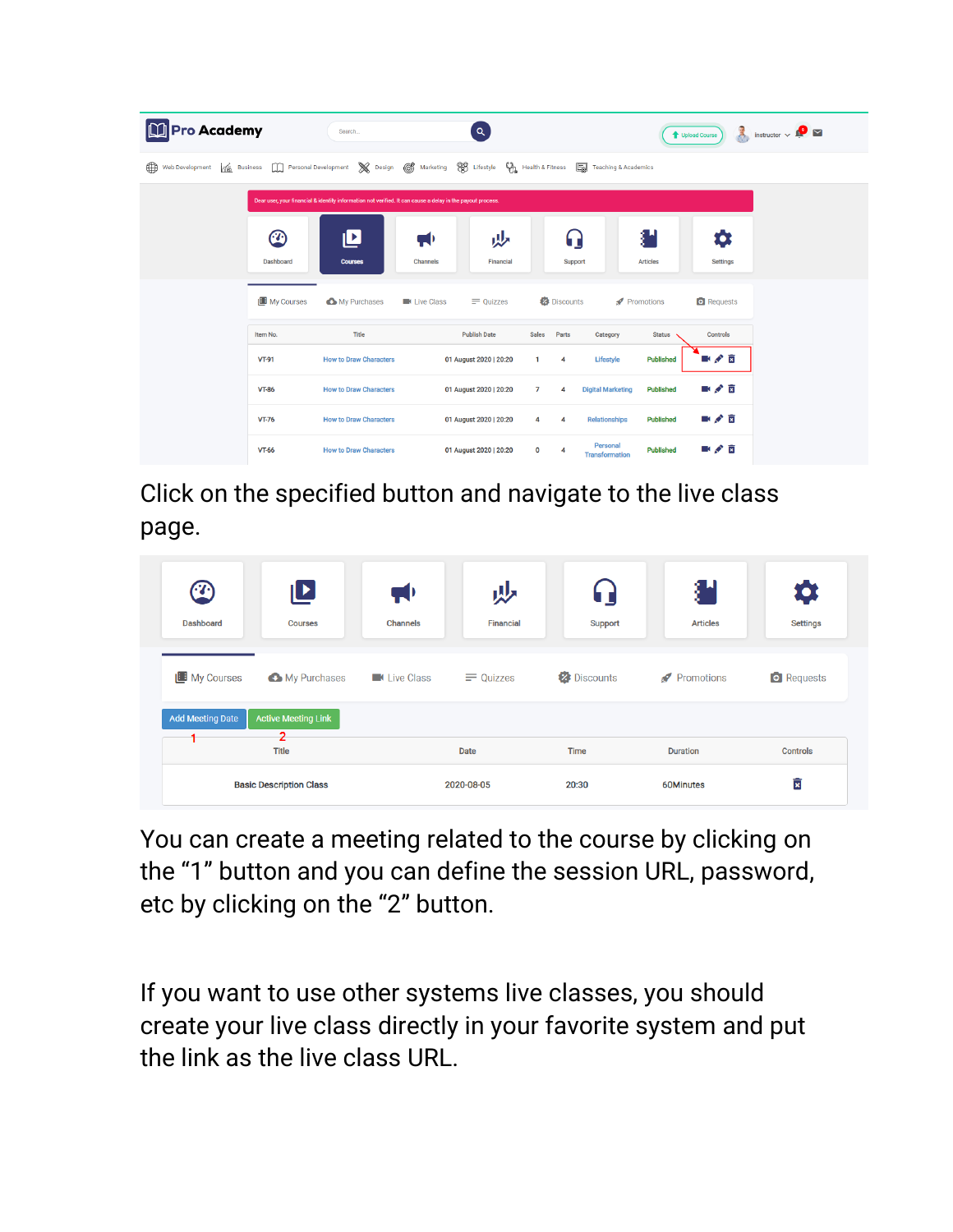Click on the specified button and navigate to the live class page.

You can create a meeting related to the course by clicking on the “1” button and you can define the session URL, password, etc by clicking on the “2” button.

If you want to use other systems live classes, you should create your live class directly in your favorite system and put the link as the live class URL.